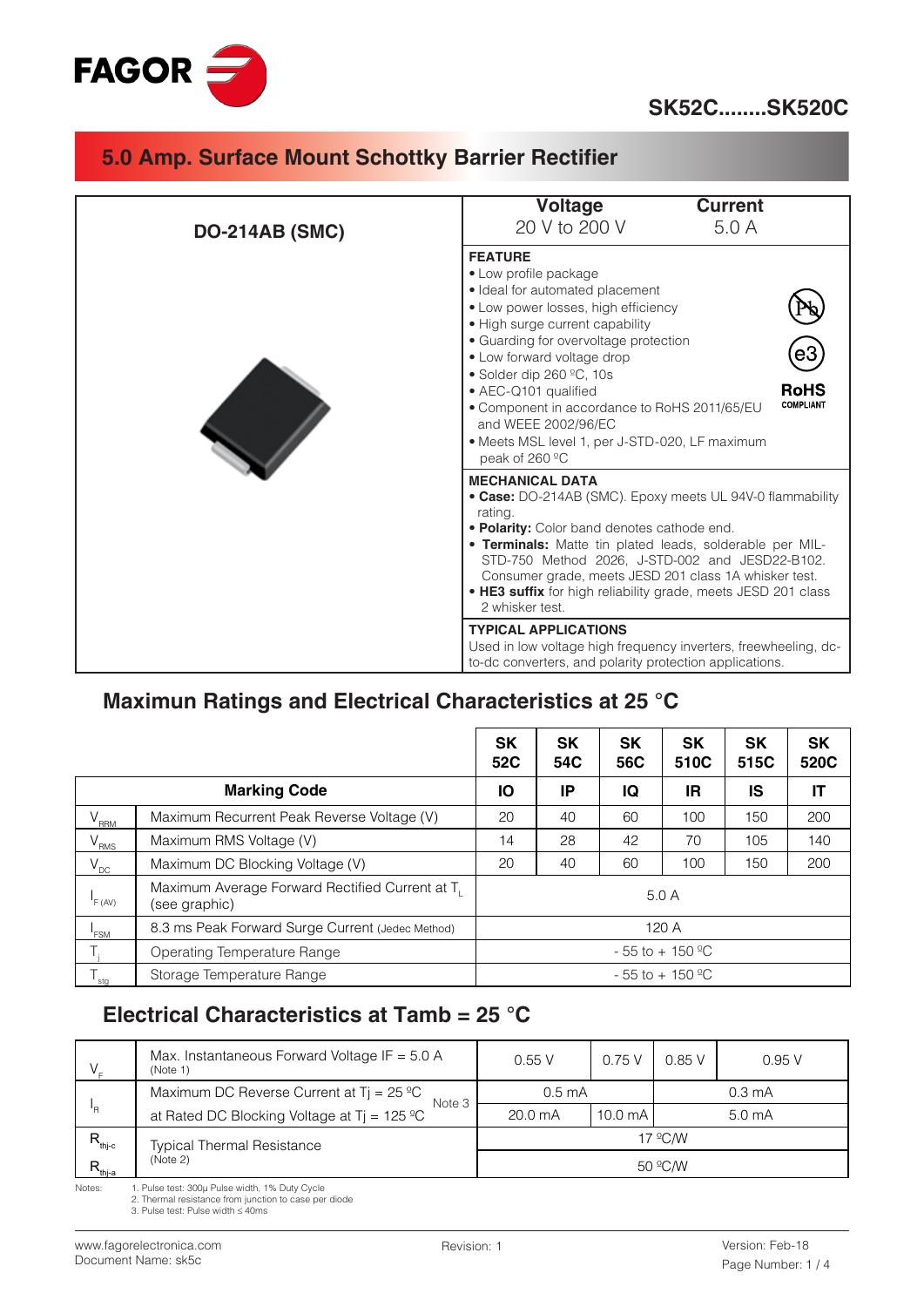# SK52C........SK520C

## 5.0 Amp. Surface Mount Schottky Barrier Rectifier

**DO-214AB (SMC)**

| Voltage | Current |
|---|---|
| 20 V to 200 V | 5.0 A |

**FEATURE**

- Low profile package
- Ideal for automated placement
- Low power losses, high efficiency
- High surge current capability
- Guarding for overvoltage protection
- Low forward voltage drop
- Solder dip 260 ºC, 10s
- AEC-Q101 qualified
- Component in accordance to RoHS 2011/65/EU and WEEE 2002/96/EC
- Meets MSL level 1, per J-STD-020, LF maximum peak of 260 ºC

RoHS COMPLIANT

**MECHANICAL DATA**

- **Case:** DO-214AB (SMC). Epoxy meets UL 94V-0 flammability rating.
- **Polarity:** Color band denotes cathode end.
- **Terminals:** Matte tin plated leads, solderable per MIL-STD-750 Method 2026, J-STD-002 and JESD22-B102. Consumer grade, meets JESD 201 class 1A whisker test.
- **HE3 suffix** for high reliability grade, meets JESD 201 class 2 whisker test.

**TYPICAL APPLICATIONS**

Used in low voltage high frequency inverters, freewheeling, dc-to-dc converters, and polarity protection applications.

## Maximun Ratings and Electrical Characteristics at 25 °C

| | | SK 52C | SK 54C | SK 56C | SK 510C | SK 515C | SK 520C |
|---|---|---|---|---|---|---|---|
| | **Marking Code** | IO | IP | IQ | IR | IS | IT |
| $V_{RRM}$ | Maximum Recurrent Peak Reverse Voltage (V) | 20 | 40 | 60 | 100 | 150 | 200 |
| $V_{RMS}$ | Maximum RMS Voltage (V) | 14 | 28 | 42 | 70 | 105 | 140 |
| $V_{DC}$ | Maximum DC Blocking Voltage (V) | 20 | 40 | 60 | 100 | 150 | 200 |
| $I_{F(AV)}$ | Maximum Average Forward Rectified Current at $T_L$ (see graphic) | 5.0 A | | | | | |
| $I_{FSM}$ | 8.3 ms Peak Forward Surge Current (Jedec Method) | 120 A | | | | | |
| $T_j$ | Operating Temperature Range | - 55 to + 150 ºC | | | | | |
| $T_{stg}$ | Storage Temperature Range | - 55 to + 150 ºC | | | | | |

## Electrical Characteristics at Tamb = 25 °C

| | | SK 52C | SK 54C | SK 56C | SK 510C | SK 515C | SK 520C |
|---|---|---|---|---|---|---|---|
| $V_F$ | Max. Instantaneous Forward Voltage IF = 5.0 A (Note 1) | 0.55 V | | 0.75 V | 0.85 V | 0.95 V | |
| $I_R$ | Maximum DC Reverse Current at Tj = 25 ºC (Note 3) | 0.5 mA | | | 0.3 mA | | |
| | at Rated DC Blocking Voltage at Tj = 125 ºC (Note 3) | 20.0 mA | | 10.0 mA | 5.0 mA | | |
| $R_{thj-c}$ | Typical Thermal Resistance (Note 2) | 17 ºC/W | | | | | |
| $R_{thj-a}$ | | 50 ºC/W | | | | | |

Notes:
1. Pulse test: 300μ Pulse width, 1% Duty Cycle
2. Thermal resistance from junction to case per diode
3. Pulse test: Pulse width ≤ 40ms

www.fagorelectronica.com
Document Name: sk5c

Revision: 1

Version: Feb-18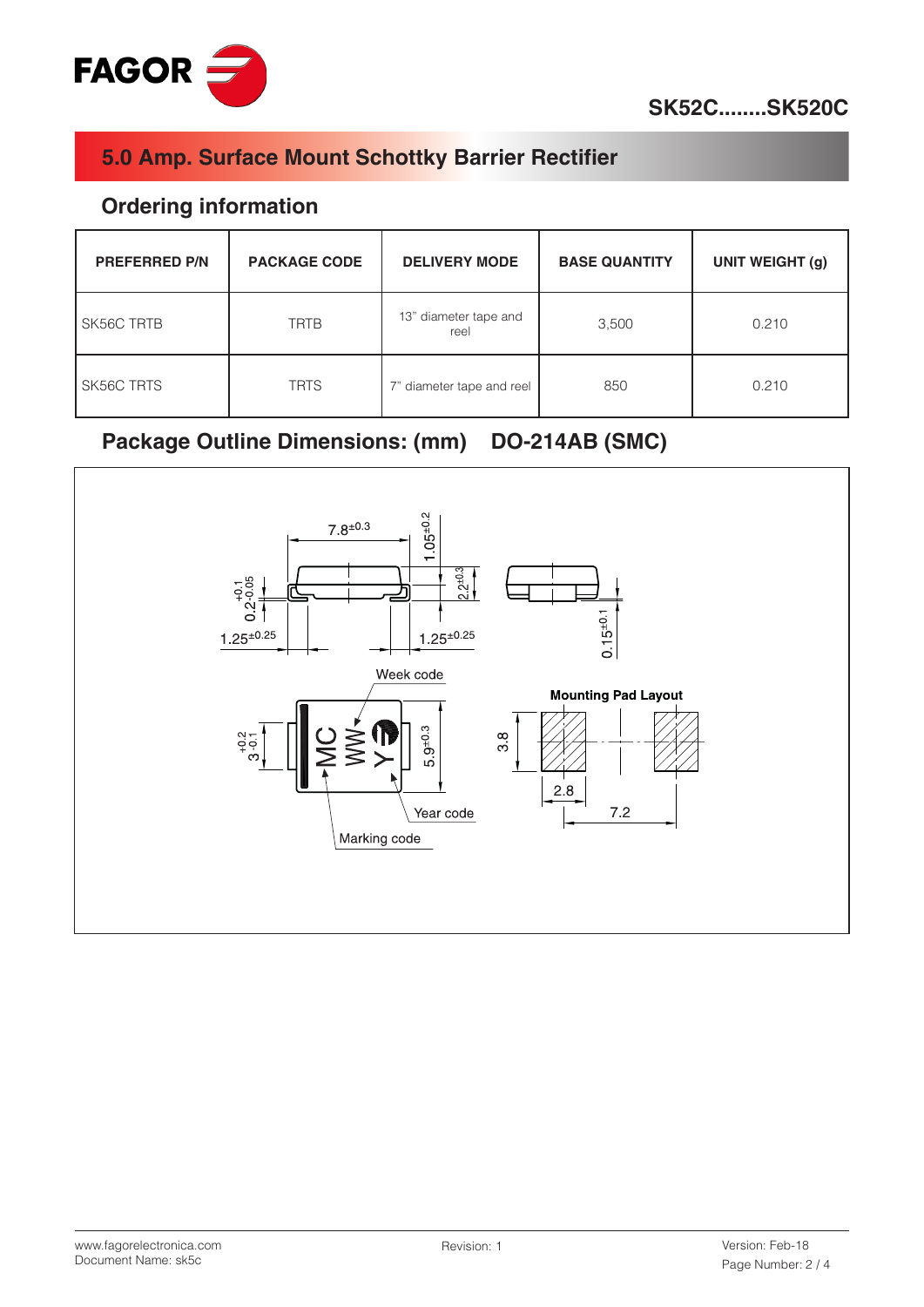## 5.0 Amp. Surface Mount Schottky Barrier Rectifier

### Ordering information

| PREFERRED P/N | PACKAGE CODE | DELIVERY MODE | BASE QUANTITY | UNIT WEIGHT (g) |
|---|---|---|---|---|
| SK56C TRTB | TRTB | 13" diameter tape and reel | 3,500 | 0.210 |
| SK56C TRTS | TRTS | 7" diameter tape and reel | 850 | 0.210 |

### Package Outline Dimensions: (mm) DO-214AB (SMC)

$7.8^{\pm0.3}$ $1.05^{\pm0.2}$ $2.2^{\pm0.3}$ $0.2^{+0.1}_{-0.05}$ $1.25^{\pm0.25}$ $1.25^{\pm0.25}$ $0.15^{\pm0.1}$

Week code

$3^{+0.2}_{-0.1}$ $5.9^{\pm0.3}$

MC WW Y

Year code

Marking code

**Mounting Pad Layout**

3.8 2.8 7.2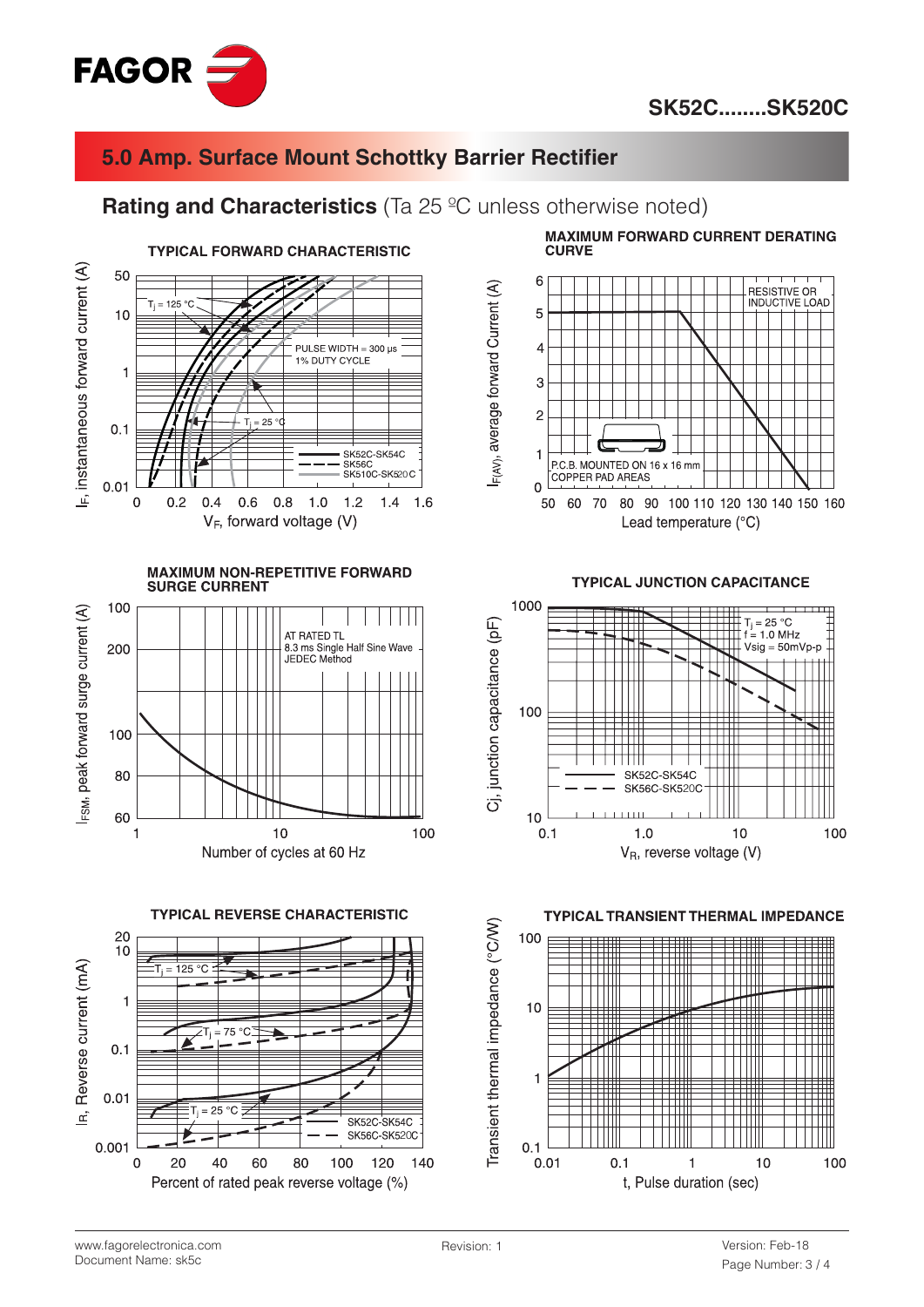# 5.0 Amp. Surface Mount Schottky Barrier Rectifier

## Rating and Characteristics (Ta 25 ºC unless otherwise noted)

### TYPICAL FORWARD CHARACTERISTIC

$I_F$, instantaneous forward current (A)

$T_j$ = 125 °C

PULSE WIDTH = 300 µs
1% DUTY CYCLE

$T_j$ = 25 °C

SK52C-SK54C
SK56C
SK510C-SK520C

$V_F$, forward voltage (V)

### MAXIMUM FORWARD CURRENT DERATING CURVE

$I_{F(AV)}$, average forward Current (A)

RESISTIVE OR INDUCTIVE LOAD

P.C.B. MOUNTED ON 16 x 16 mm COPPER PAD AREAS

Lead temperature (°C)

### MAXIMUM NON-REPETITIVE FORWARD SURGE CURRENT

$I_{FSM}$, peak forward surge current (A)

AT RATED TL
8.3 ms Single Half Sine Wave
JEDEC Method

Number of cycles at 60 Hz

### TYPICAL JUNCTION CAPACITANCE

Cj, junction capacitance (pF)

$T_j$ = 25 °C
f = 1.0 MHz
Vsig = 50mVp-p

SK52C-SK54C
SK56C-SK520C

$V_R$, reverse voltage (V)

### TYPICAL REVERSE CHARACTERISTIC

$I_R$, Reverse current (mA)

$T_j$ = 125 °C

$T_j$ = 75 °C

$T_j$ = 25 °C

SK52C-SK54C
SK56C-SK520C

Percent of rated peak reverse voltage (%)

### TYPICAL TRANSIENT THERMAL IMPEDANCE

Transient thermal impedance (°C/W)

t, Pulse duration (sec)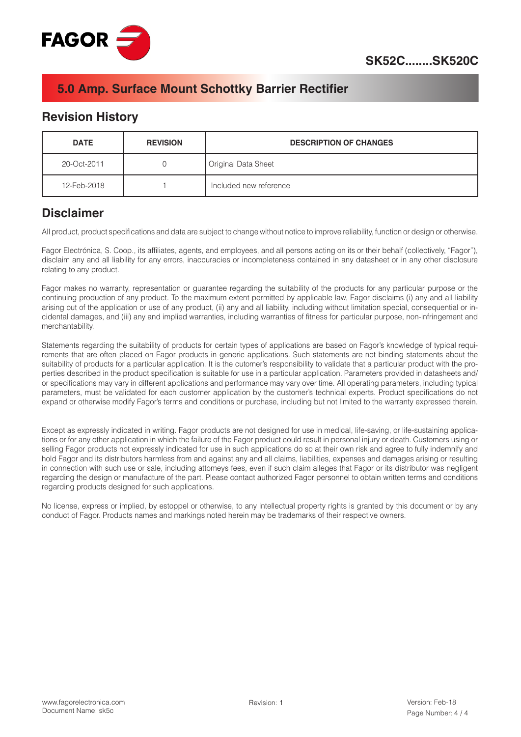## 5.0 Amp. Surface Mount Schottky Barrier Rectifier

## Revision History

| DATE | REVISION | DESCRIPTION OF CHANGES |
|---|---|---|
| 20-Oct-2011 | 0 | Original Data Sheet |
| 12-Feb-2018 | 1 | Included new reference |

## Disclaimer

All product, product specifications and data are subject to change without notice to improve reliability, function or design or otherwise.

Fagor Electrónica, S. Coop., its affiliates, agents, and employees, and all persons acting on its or their behalf (collectively, "Fagor"), disclaim any and all liability for any errors, inaccuracies or incompleteness contained in any datasheet or in any other disclosure relating to any product.

Fagor makes no warranty, representation or guarantee regarding the suitability of the products for any particular purpose or the continuing production of any product. To the maximum extent permitted by applicable law, Fagor disclaims (i) any and all liability arising out of the application or use of any product, (ii) any and all liability, including without limitation special, consequential or incidental damages, and (iii) any and implied warranties, including warranties of fitness for particular purpose, non-infringement and merchantability.

Statements regarding the suitability of products for certain types of applications are based on Fagor's knowledge of typical requirements that are often placed on Fagor products in generic applications. Such statements are not binding statements about the suitability of products for a particular application. It is the cutomer's responsibility to validate that a particular product with the properties described in the product specification is suitable for use in a particular application. Parameters provided in datasheets and/or specifications may vary in different applications and performance may vary over time. All operating parameters, including typical parameters, must be validated for each customer application by the customer's technical experts. Product specifications do not expand or otherwise modify Fagor's terms and conditions or purchase, including but not limited to the warranty expressed therein.

Except as expressly indicated in writing. Fagor products are not designed for use in medical, life-saving, or life-sustaining applications or for any other application in which the failure of the Fagor product could result in personal injury or death. Customers using or selling Fagor products not expressly indicated for use in such applications do so at their own risk and agree to fully indemnify and hold Fagor and its distributors harmless from and against any and all claims, liabilities, expenses and damages arising or resulting in connection with such use or sale, including attomeys fees, even if such claim alleges that Fagor or its distributor was negligent regarding the design or manufacture of the part. Please contact authorized Fagor personnel to obtain written terms and conditions regarding products designed for such applications.

No license, express or implied, by estoppel or otherwise, to any intellectual property rights is granted by this document or by any conduct of Fagor. Products names and markings noted herein may be trademarks of their respective owners.